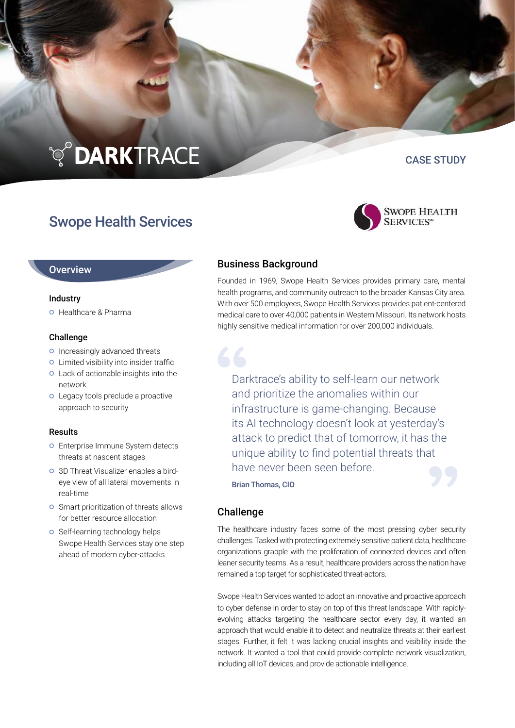DARKTRACE

CASE STUDY

# Swope Health Services

SWOPE HEALTH SERVICES℠

## Overview

### Industry

- Healthcare & Pharma

### Challenge

- Increasingly advanced threats
- Limited visibility into insider traffic
- Lack of actionable insights into the network
- Legacy tools preclude a proactive approach to security

### Results

- Enterprise Immune System detects threats at nascent stages
- 3D Threat Visualizer enables a bird-eye view of all lateral movements in real-time
- Smart prioritization of threats allows for better resource allocation
- Self-learning technology helps Swope Health Services stay one step ahead of modern cyber-attacks

## Business Background

Founded in 1969, Swope Health Services provides primary care, mental health programs, and community outreach to the broader Kansas City area. With over 500 employees, Swope Health Services provides patient-centered medical care to over 40,000 patients in Western Missouri. Its network hosts highly sensitive medical information for over 200,000 individuals.

> "Darktrace's ability to self-learn our network and prioritize the anomalies within our infrastructure is game-changing. Because its AI technology doesn't look at yesterday's attack to predict that of tomorrow, it has the unique ability to find potential threats that have never been seen before."
>
> **Brian Thomas, CIO**

## Challenge

The healthcare industry faces some of the most pressing cyber security challenges. Tasked with protecting extremely sensitive patient data, healthcare organizations grapple with the proliferation of connected devices and often leaner security teams. As a result, healthcare providers across the nation have remained a top target for sophisticated threat-actors.

Swope Health Services wanted to adopt an innovative and proactive approach to cyber defense in order to stay on top of this threat landscape. With rapidly-evolving attacks targeting the healthcare sector every day, it wanted an approach that would enable it to detect and neutralize threats at their earliest stages. Further, it felt it was lacking crucial insights and visibility inside the network. It wanted a tool that could provide complete network visualization, including all IoT devices, and provide actionable intelligence.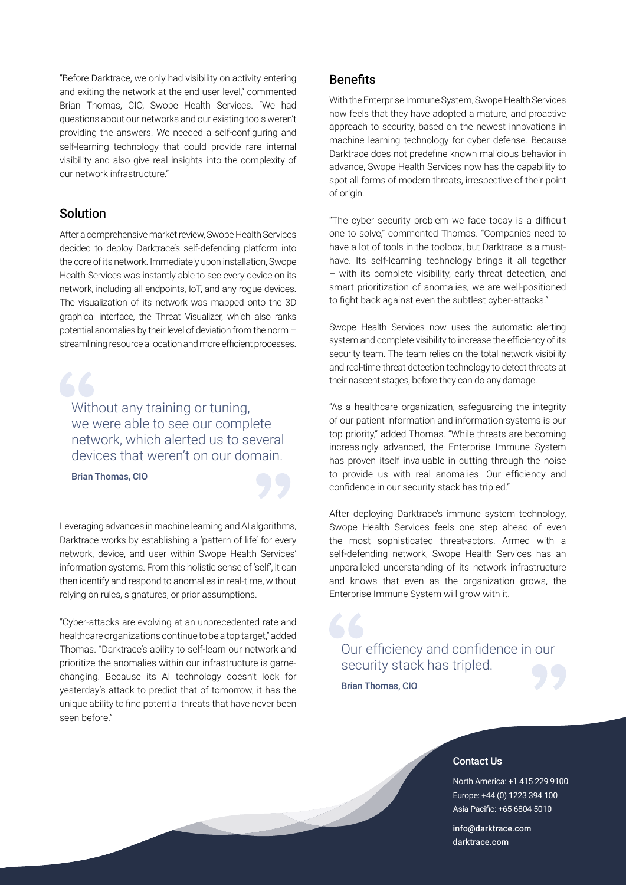"Before Darktrace, we only had visibility on activity entering and exiting the network at the end user level," commented Brian Thomas, CIO, Swope Health Services. "We had questions about our networks and our existing tools weren't providing the answers. We needed a self-configuring and self-learning technology that could provide rare internal visibility and also give real insights into the complexity of our network infrastructure."

## Solution

After a comprehensive market review, Swope Health Services decided to deploy Darktrace's self-defending platform into the core of its network. Immediately upon installation, Swope Health Services was instantly able to see every device on its network, including all endpoints, IoT, and any rogue devices. The visualization of its network was mapped onto the 3D graphical interface, the Threat Visualizer, which also ranks potential anomalies by their level of deviation from the norm – streamlining resource allocation and more efficient processes.

> Without any training or tuning, we were able to see our complete network, which alerted us to several devices that weren't on our domain.
>
> **Brian Thomas, CIO**

Leveraging advances in machine learning and AI algorithms, Darktrace works by establishing a 'pattern of life' for every network, device, and user within Swope Health Services' information systems. From this holistic sense of 'self', it can then identify and respond to anomalies in real-time, without relying on rules, signatures, or prior assumptions.

"Cyber-attacks are evolving at an unprecedented rate and healthcare organizations continue to be a top target," added Thomas. "Darktrace's ability to self-learn our network and prioritize the anomalies within our infrastructure is game-changing. Because its AI technology doesn't look for yesterday's attack to predict that of tomorrow, it has the unique ability to find potential threats that have never been seen before."

## Benefits

With the Enterprise Immune System, Swope Health Services now feels that they have adopted a mature, and proactive approach to security, based on the newest innovations in machine learning technology for cyber defense. Because Darktrace does not predefine known malicious behavior in advance, Swope Health Services now has the capability to spot all forms of modern threats, irrespective of their point of origin.

"The cyber security problem we face today is a difficult one to solve," commented Thomas. "Companies need to have a lot of tools in the toolbox, but Darktrace is a must-have. Its self-learning technology brings it all together – with its complete visibility, early threat detection, and smart prioritization of anomalies, we are well-positioned to fight back against even the subtlest cyber-attacks."

Swope Health Services now uses the automatic alerting system and complete visibility to increase the efficiency of its security team. The team relies on the total network visibility and real-time threat detection technology to detect threats at their nascent stages, before they can do any damage.

"As a healthcare organization, safeguarding the integrity of our patient information and information systems is our top priority," added Thomas. "While threats are becoming increasingly advanced, the Enterprise Immune System has proven itself invaluable in cutting through the noise to provide us with real anomalies. Our efficiency and confidence in our security stack has tripled."

After deploying Darktrace's immune system technology, Swope Health Services feels one step ahead of even the most sophisticated threat-actors. Armed with a self-defending network, Swope Health Services has an unparalleled understanding of its network infrastructure and knows that even as the organization grows, the Enterprise Immune System will grow with it.

> Our efficiency and confidence in our security stack has tripled.
>
> **Brian Thomas, CIO**

### Contact Us

North America: +1 415 229 9100
Europe: +44 (0) 1223 394 100
Asia Pacific: +65 6804 5010

info@darktrace.com
darktrace.com